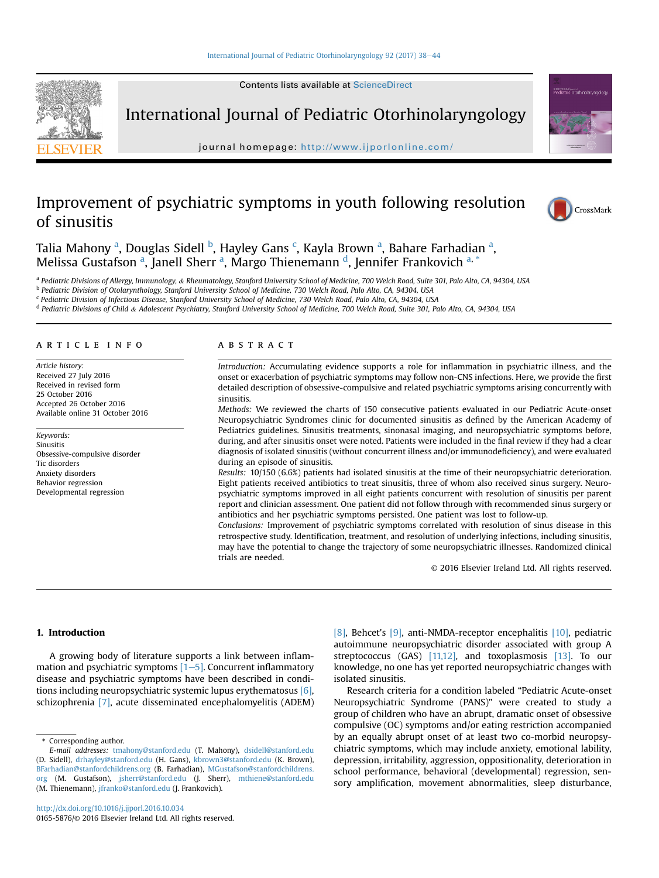# Improvement of psychiatric symptoms in youth following resolution of sinusitis

Talia Mahony [a], Douglas Sidell [b], Hayley Gans [c], Kayla Brown [a], Bahare Farhadian [a], Melissa Gustafson [a], Janell Sherr [a], Margo Thienemann [d], Jennifer Frankovich [a,*]

[a] Pediatric Divisions of Allergy, Immunology, & Rheumatology, Stanford University School of Medicine, 700 Welch Road, Suite 301, Palo Alto, CA, 94304, USA
[b] Pediatric Division of Otolarynthology, Stanford University School of Medicine, 730 Welch Road, Palo Alto, CA, 94304, USA
[c] Pediatric Division of Infectious Disease, Stanford University School of Medicine, 730 Welch Road, Palo Alto, CA, 94304, USA
[d] Pediatric Divisions of Child & Adolescent Psychiatry, Stanford University School of Medicine, 700 Welch Road, Suite 301, Palo Alto, CA, 94304, USA

## Article Info

*Article history:*
Received 27 July 2016
Received in revised form
25 October 2016
Accepted 26 October 2016
Available online 31 October 2016

*Keywords:*
Sinusitis
Obsessive-compulsive disorder
Tic disorders
Anxiety disorders
Behavior regression
Developmental regression

## Abstract

*Introduction:* Accumulating evidence supports a role for inflammation in psychiatric illness, and the onset or exacerbation of psychiatric symptoms may follow non-CNS infections. Here, we provide the first detailed description of obsessive-compulsive and related psychiatric symptoms arising concurrently with sinusitis.

*Methods:* We reviewed the charts of 150 consecutive patients evaluated in our Pediatric Acute-onset Neuropsychiatric Syndromes clinic for documented sinusitis as defined by the American Academy of Pediatrics guidelines. Sinusitis treatments, sinonasal imaging, and neuropsychiatric symptoms before, during, and after sinusitis onset were noted. Patients were included in the final review if they had a clear diagnosis of isolated sinusitis (without concurrent illness and/or immunodeficiency), and were evaluated during an episode of sinusitis.

*Results:* 10/150 (6.6%) patients had isolated sinusitis at the time of their neuropsychiatric deterioration. Eight patients received antibiotics to treat sinusitis, three of whom also received sinus surgery. Neuropsychiatric symptoms improved in all eight patients concurrent with resolution of sinusitis per parent report and clinician assessment. One patient did not follow through with recommended sinus surgery or antibiotics and her psychiatric symptoms persisted. One patient was lost to follow-up.

*Conclusions:* Improvement of psychiatric symptoms correlated with resolution of sinus disease in this retrospective study. Identification, treatment, and resolution of underlying infections, including sinusitis, may have the potential to change the trajectory of some neuropsychiatric illnesses. Randomized clinical trials are needed.

© 2016 Elsevier Ireland Ltd. All rights reserved.

## 1. Introduction

A growing body of literature supports a link between inflammation and psychiatric symptoms [1–5]. Concurrent inflammatory disease and psychiatric symptoms have been described in conditions including neuropsychiatric systemic lupus erythematosus [6], schizophrenia [7], acute disseminated encephalomyelitis (ADEM) [8], Behcet's [9], anti-NMDA-receptor encephalitis [10], pediatric autoimmune neuropsychiatric disorder associated with group A streptococcus (GAS) [11,12], and toxoplasmosis [13]. To our knowledge, no one has yet reported neuropsychiatric changes with isolated sinusitis.

Research criteria for a condition labeled "Pediatric Acute-onset Neuropsychiatric Syndrome (PANS)" were created to study a group of children who have an abrupt, dramatic onset of obsessive compulsive (OC) symptoms and/or eating restriction accompanied by an equally abrupt onset of at least two co-morbid neuropsychiatric symptoms, which may include anxiety, emotional lability, depression, irritability, aggression, oppositionality, deterioration in school performance, behavioral (developmental) regression, sensory amplification, movement abnormalities, sleep disturbance,

\* Corresponding author.
*E-mail addresses:* tmahony@stanford.edu (T. Mahony), dsidell@stanford.edu (D. Sidell), drhayley@stanford.edu (H. Gans), kbrown3@stanford.edu (K. Brown), BFarhadian@stanfordchildrens.org (B. Farhadian), MGustafson@stanfordchildrens.org (M. Gustafson), jsherr@stanford.edu (J. Sherr), mthiene@stanford.edu (M. Thienemann), jfranko@stanford.edu (J. Frankovich).

http://dx.doi.org/10.1016/j.ijporl.2016.10.034
0165-5876/© 2016 Elsevier Ireland Ltd. All rights reserved.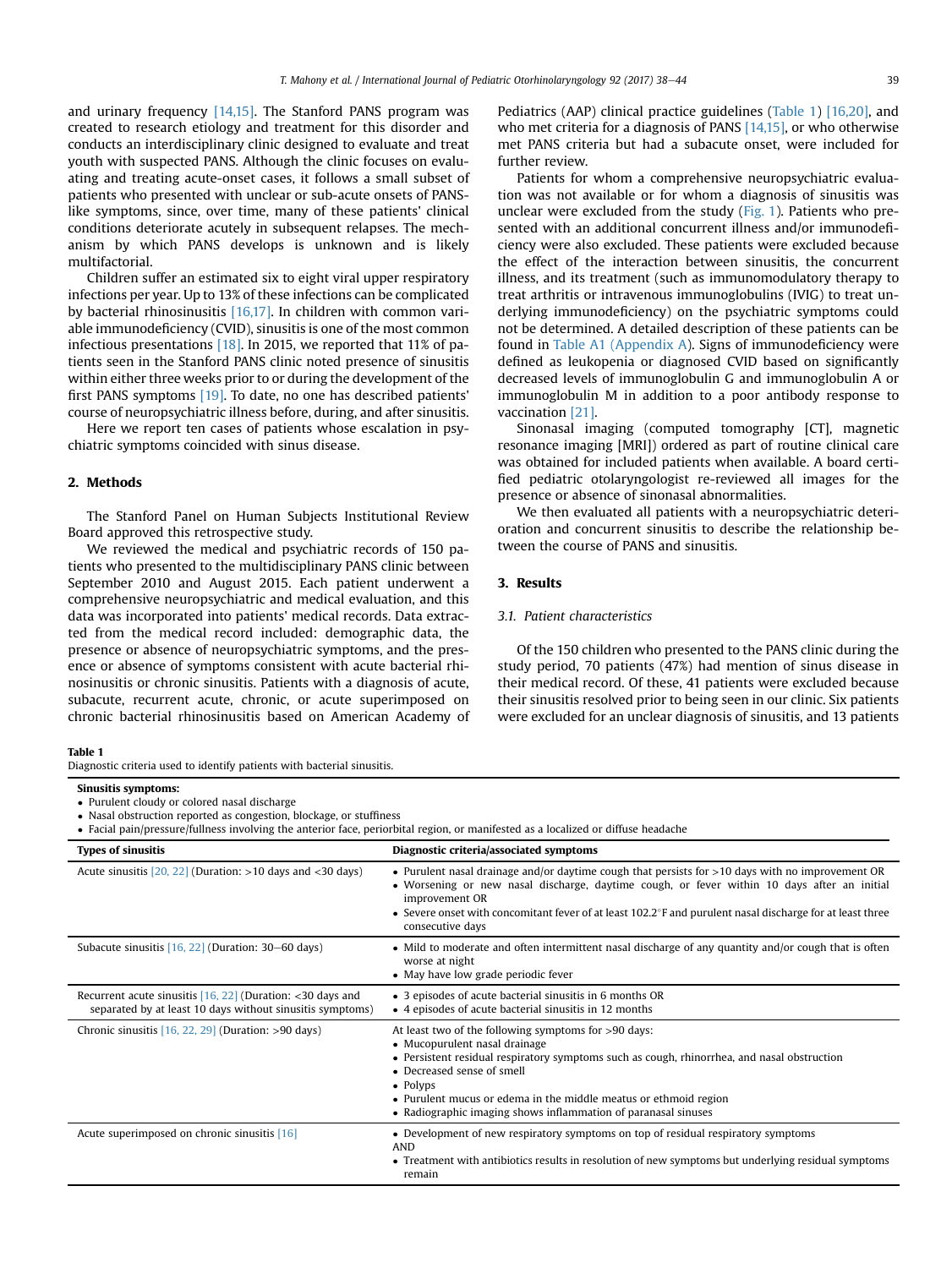and urinary frequency [14,15]. The Stanford PANS program was created to research etiology and treatment for this disorder and conducts an interdisciplinary clinic designed to evaluate and treat youth with suspected PANS. Although the clinic focuses on evaluating and treating acute-onset cases, it follows a small subset of patients who presented with unclear or sub-acute onsets of PANS-like symptoms, since, over time, many of these patients' clinical conditions deteriorate acutely in subsequent relapses. The mechanism by which PANS develops is unknown and is likely multifactorial.

Children suffer an estimated six to eight viral upper respiratory infections per year. Up to 13% of these infections can be complicated by bacterial rhinosinusitis [16,17]. In children with common variable immunodeficiency (CVID), sinusitis is one of the most common infectious presentations [18]. In 2015, we reported that 11% of patients seen in the Stanford PANS clinic noted presence of sinusitis within either three weeks prior to or during the development of the first PANS symptoms [19]. To date, no one has described patients' course of neuropsychiatric illness before, during, and after sinusitis.

Here we report ten cases of patients whose escalation in psychiatric symptoms coincided with sinus disease.

## 2. Methods

The Stanford Panel on Human Subjects Institutional Review Board approved this retrospective study.

We reviewed the medical and psychiatric records of 150 patients who presented to the multidisciplinary PANS clinic between September 2010 and August 2015. Each patient underwent a comprehensive neuropsychiatric and medical evaluation, and this data was incorporated into patients' medical records. Data extracted from the medical record included: demographic data, the presence or absence of neuropsychiatric symptoms, and the presence or absence of symptoms consistent with acute bacterial rhinosinusitis or chronic sinusitis. Patients with a diagnosis of acute, subacute, recurrent acute, chronic, or acute superimposed on chronic bacterial rhinosinusitis based on American Academy of Pediatrics (AAP) clinical practice guidelines (Table 1) [16,20], and who met criteria for a diagnosis of PANS [14,15], or who otherwise met PANS criteria but had a subacute onset, were included for further review.

Patients for whom a comprehensive neuropsychiatric evaluation was not available or for whom a diagnosis of sinusitis was unclear were excluded from the study (Fig. 1). Patients who presented with an additional concurrent illness and/or immunodeficiency were also excluded. These patients were excluded because the effect of the interaction between sinusitis, the concurrent illness, and its treatment (such as immunomodulatory therapy to treat arthritis or intravenous immunoglobulins (IVIG) to treat underlying immunodeficiency) on the psychiatric symptoms could not be determined. A detailed description of these patients can be found in Table A1 (Appendix A). Signs of immunodeficiency were defined as leukopenia or diagnosed CVID based on significantly decreased levels of immunoglobulin G and immunoglobulin A or immunoglobulin M in addition to a poor antibody response to vaccination [21].

Sinonasal imaging (computed tomography [CT], magnetic resonance imaging [MRI]) ordered as part of routine clinical care was obtained for included patients when available. A board certified pediatric otolaryngologist re-reviewed all images for the presence or absence of sinonasal abnormalities.

We then evaluated all patients with a neuropsychiatric deterioration and concurrent sinusitis to describe the relationship between the course of PANS and sinusitis.

## 3. Results

### 3.1. Patient characteristics

Of the 150 children who presented to the PANS clinic during the study period, 70 patients (47%) had mention of sinus disease in their medical record. Of these, 41 patients were excluded because their sinusitis resolved prior to being seen in our clinic. Six patients were excluded for an unclear diagnosis of sinusitis, and 13 patients

**Table 1**
Diagnostic criteria used to identify patients with bacterial sinusitis.

**Sinusitis symptoms:**
- Purulent cloudy or colored nasal discharge
- Nasal obstruction reported as congestion, blockage, or stuffiness
- Facial pain/pressure/fullness involving the anterior face, periorbital region, or manifested as a localized or diffuse headache

| Types of sinusitis | Diagnostic criteria/associated symptoms |
|---|---|
| Acute sinusitis [20, 22] (Duration: >10 days and <30 days) | • Purulent nasal drainage and/or daytime cough that persists for >10 days with no improvement OR<br>• Worsening or new nasal discharge, daytime cough, or fever within 10 days after an initial improvement OR<br>• Severe onset with concomitant fever of at least 102.2°F and purulent nasal discharge for at least three consecutive days |
| Subacute sinusitis [16, 22] (Duration: 30–60 days) | • Mild to moderate and often intermittent nasal discharge of any quantity and/or cough that is often worse at night<br>• May have low grade periodic fever |
| Recurrent acute sinusitis [16, 22] (Duration: <30 days and separated by at least 10 days without sinusitis symptoms) | • 3 episodes of acute bacterial sinusitis in 6 months OR<br>• 4 episodes of acute bacterial sinusitis in 12 months |
| Chronic sinusitis [16, 22, 29] (Duration: >90 days) | At least two of the following symptoms for >90 days:<br>• Mucopurulent nasal drainage<br>• Persistent residual respiratory symptoms such as cough, rhinorrhea, and nasal obstruction<br>• Decreased sense of smell<br>• Polyps<br>• Purulent mucus or edema in the middle meatus or ethmoid region<br>• Radiographic imaging shows inflammation of paranasal sinuses |
| Acute superimposed on chronic sinusitis [16] | • Development of new respiratory symptoms on top of residual respiratory symptoms<br>AND<br>• Treatment with antibiotics results in resolution of new symptoms but underlying residual symptoms remain |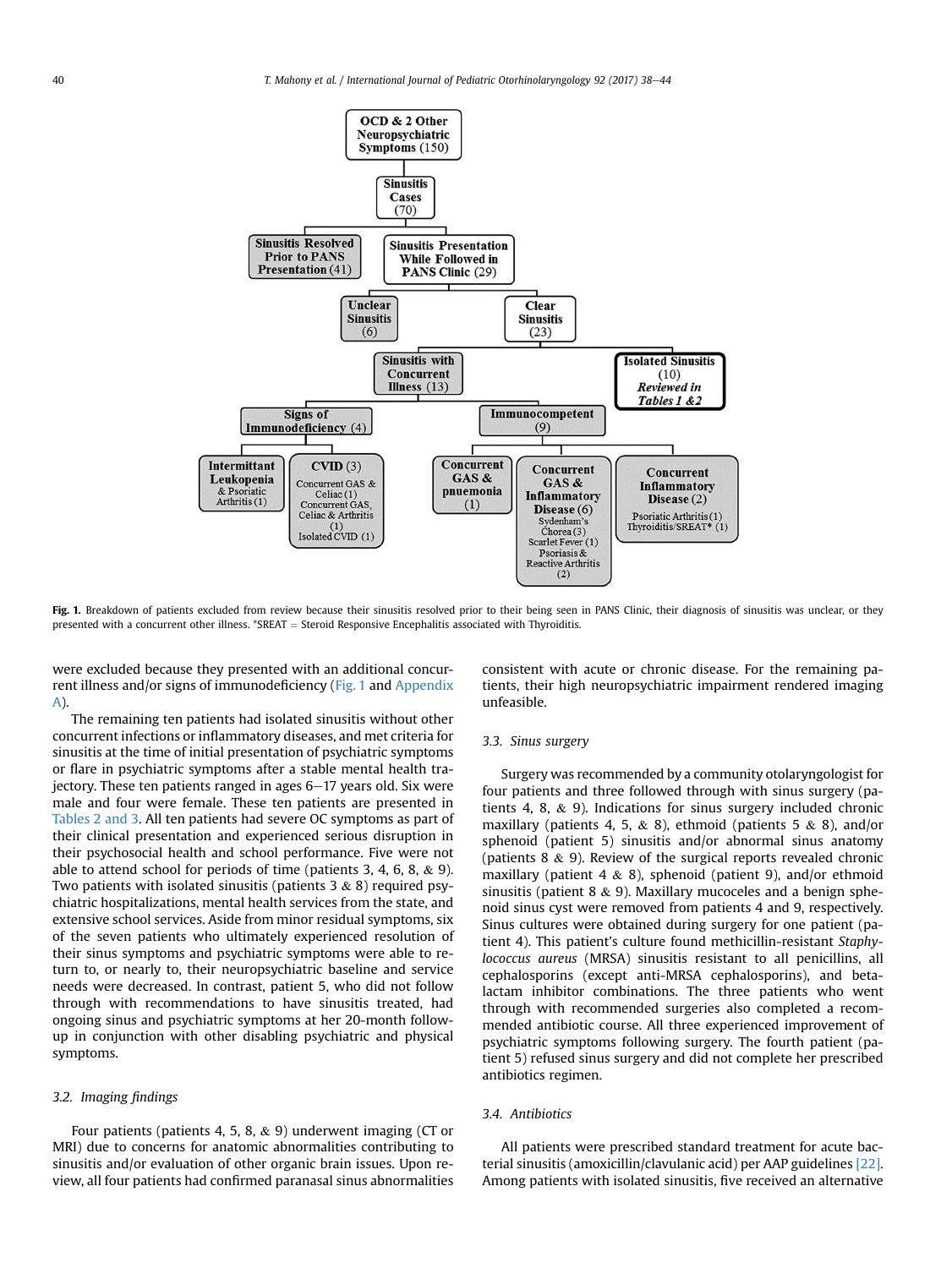**Fig. 1.** Breakdown of patients excluded from review because their sinusitis resolved prior to their being seen in PANS Clinic, their diagnosis of sinusitis was unclear, or they presented with a concurrent other illness. *SREAT = Steroid Responsive Encephalitis associated with Thyroiditis.

were excluded because they presented with an additional concurrent illness and/or signs of immunodeficiency (Fig. 1 and Appendix A).

The remaining ten patients had isolated sinusitis without other concurrent infections or inflammatory diseases, and met criteria for sinusitis at the time of initial presentation of psychiatric symptoms or flare in psychiatric symptoms after a stable mental health trajectory. These ten patients ranged in ages 6–17 years old. Six were male and four were female. These ten patients are presented in Tables 2 and 3. All ten patients had severe OC symptoms as part of their clinical presentation and experienced serious disruption in their psychosocial health and school performance. Five were not able to attend school for periods of time (patients 3, 4, 6, 8, & 9). Two patients with isolated sinusitis (patients 3 & 8) required psychiatric hospitalizations, mental health services from the state, and extensive school services. Aside from minor residual symptoms, six of the seven patients who ultimately experienced resolution of their sinus symptoms and psychiatric symptoms were able to return to, or nearly to, their neuropsychiatric baseline and service needs were decreased. In contrast, patient 5, who did not follow through with recommendations to have sinusitis treated, had ongoing sinus and psychiatric symptoms at her 20-month follow-up in conjunction with other disabling psychiatric and physical symptoms.

### 3.2. Imaging findings

Four patients (patients 4, 5, 8, & 9) underwent imaging (CT or MRI) due to concerns for anatomic abnormalities contributing to sinusitis and/or evaluation of other organic brain issues. Upon review, all four patients had confirmed paranasal sinus abnormalities consistent with acute or chronic disease. For the remaining patients, their high neuropsychiatric impairment rendered imaging unfeasible.

### 3.3. Sinus surgery

Surgery was recommended by a community otolaryngologist for four patients and three followed through with sinus surgery (patients 4, 8, & 9). Indications for sinus surgery included chronic maxillary (patients 4, 5, & 8), ethmoid (patients 5 & 8), and/or sphenoid (patient 5) sinusitis and/or abnormal sinus anatomy (patients 8 & 9). Review of the surgical reports revealed chronic maxillary (patient 4 & 8), sphenoid (patient 9), and/or ethmoid sinusitis (patient 8 & 9). Maxillary mucoceles and a benign sphenoid sinus cyst were removed from patients 4 and 9, respectively. Sinus cultures were obtained during surgery for one patient (patient 4). This patient's culture found methicillin-resistant *Staphylococcus aureus* (MRSA) sinusitis resistant to all penicillins, all cephalosporins (except anti-MRSA cephalosporins), and beta-lactam inhibitor combinations. The three patients who went through with recommended surgeries also completed a recommended antibiotic course. All three experienced improvement of psychiatric symptoms following surgery. The fourth patient (patient 5) refused sinus surgery and did not complete her prescribed antibiotics regimen.

### 3.4. Antibiotics

All patients were prescribed standard treatment for acute bacterial sinusitis (amoxicillin/clavulanic acid) per AAP guidelines [22]. Among patients with isolated sinusitis, five received an alternative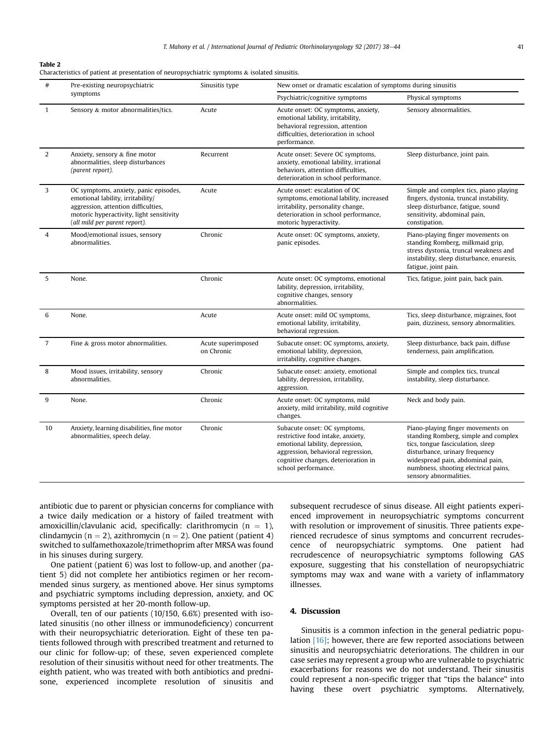**Table 2**
Characteristics of patient at presentation of neuropsychiatric symptoms & isolated sinusitis.

| # | Pre-existing neuropsychiatric symptoms | Sinusitis type | New onset or dramatic escalation of symptoms during sinusitis | |
|---|---|---|---|---|
| | | | Psychiatric/cognitive symptoms | Physical symptoms |
| 1 | Sensory & motor abnormalities/tics. | Acute | Acute onset: OC symptoms, anxiety, emotional lability, irritability, behavioral regression, attention difficulties, deterioration in school performance. | Sensory abnormalities. |
| 2 | Anxiety, sensory & fine motor abnormalities, sleep disturbances *(parent report).* | Recurrent | Acute onset: Severe OC symptoms, anxiety, emotional lability, irrational behaviors, attention difficulties, deterioration in school performance. | Sleep disturbance, joint pain. |
| 3 | OC symptoms, anxiety, panic episodes, emotional lability, irritability/ aggression, attention difficulties, motoric hyperactivity, light sensitivity *(all mild per parent report).* | Acute | Acute onset: escalation of OC symptoms, emotional lability, increased irritability, personality change, deterioration in school performance, motoric hyperactivity. | Simple and complex tics, piano playing fingers, dystonia, truncal instability, sleep disturbance, fatigue, sound sensitivity, abdominal pain, constipation. |
| 4 | Mood/emotional issues, sensory abnormalities. | Chronic | Acute onset: OC symptoms, anxiety, panic episodes. | Piano-playing finger movements on standing Romberg, milkmaid grip, stress dystonia, truncal weakness and instability, sleep disturbance, enuresis, fatigue, joint pain. |
| 5 | None. | Chronic | Acute onset: OC symptoms, emotional lability, depression, irritability, cognitive changes, sensory abnormalities. | Tics, fatigue, joint pain, back pain. |
| 6 | None. | Acute | Acute onset: mild OC symptoms, emotional lability, irritability, behavioral regression. | Tics, sleep disturbance, migraines, foot pain, dizziness, sensory abnormalities. |
| 7 | Fine & gross motor abnormalities. | Acute superimposed on Chronic | Subacute onset: OC symptoms, anxiety, emotional lability, depression, irritability, cognitive changes. | Sleep disturbance, back pain, diffuse tenderness, pain amplification. |
| 8 | Mood issues, irritability, sensory abnormalities. | Chronic | Subacute onset: anxiety, emotional lability, depression, irritability, aggression. | Simple and complex tics, truncal instability, sleep disturbance. |
| 9 | None. | Chronic | Acute onset: OC symptoms, mild anxiety, mild irritability, mild cognitive changes. | Neck and body pain. |
| 10 | Anxiety, learning disabilities, fine motor abnormalities, speech delay. | Chronic | Subacute onset: OC symptoms, restrictive food intake, anxiety, emotional lability, depression, aggression, behavioral regression, cognitive changes, deterioration in school performance. | Piano-playing finger movements on standing Romberg, simple and complex tics, tongue fasciculation, sleep disturbance, urinary frequency widespread pain, abdominal pain, numbness, shooting electrical pains, sensory abnormalities. |

antibiotic due to parent or physician concerns for compliance with a twice daily medication or a history of failed treatment with amoxicillin/clavulanic acid, specifically: clarithromycin (n = 1), clindamycin (n = 2), azithromycin (n = 2). One patient (patient 4) switched to sulfamethoxazole/trimethoprim after MRSA was found in his sinuses during surgery.

One patient (patient 6) was lost to follow-up, and another (patient 5) did not complete her antibiotics regimen or her recommended sinus surgery, as mentioned above. Her sinus symptoms and psychiatric symptoms including depression, anxiety, and OC symptoms persisted at her 20-month follow-up.

Overall, ten of our patients (10/150, 6.6%) presented with isolated sinusitis (no other illness or immunodeficiency) concurrent with their neuropsychiatric deterioration. Eight of these ten patients followed through with prescribed treatment and returned to our clinic for follow-up; of these, seven experienced complete resolution of their sinusitis without need for other treatments. The eighth patient, who was treated with both antibiotics and prednisone, experienced incomplete resolution of sinusitis and subsequent recrudesce of sinus disease. All eight patients experienced improvement in neuropsychiatric symptoms concurrent with resolution or improvement of sinusitis. Three patients experienced recrudesce of sinus symptoms and concurrent recrudescence of neuropsychiatric symptoms. One patient had recrudescence of neuropsychiatric symptoms following GAS exposure, suggesting that his constellation of neuropsychiatric symptoms may wax and wane with a variety of inflammatory illnesses.

## 4. Discussion

Sinusitis is a common infection in the general pediatric population [16]; however, there are few reported associations between sinusitis and neuropsychiatric deteriorations. The children in our case series may represent a group who are vulnerable to psychiatric exacerbations for reasons we do not understand. Their sinusitis could represent a non-specific trigger that "tips the balance" into having these overt psychiatric symptoms. Alternatively,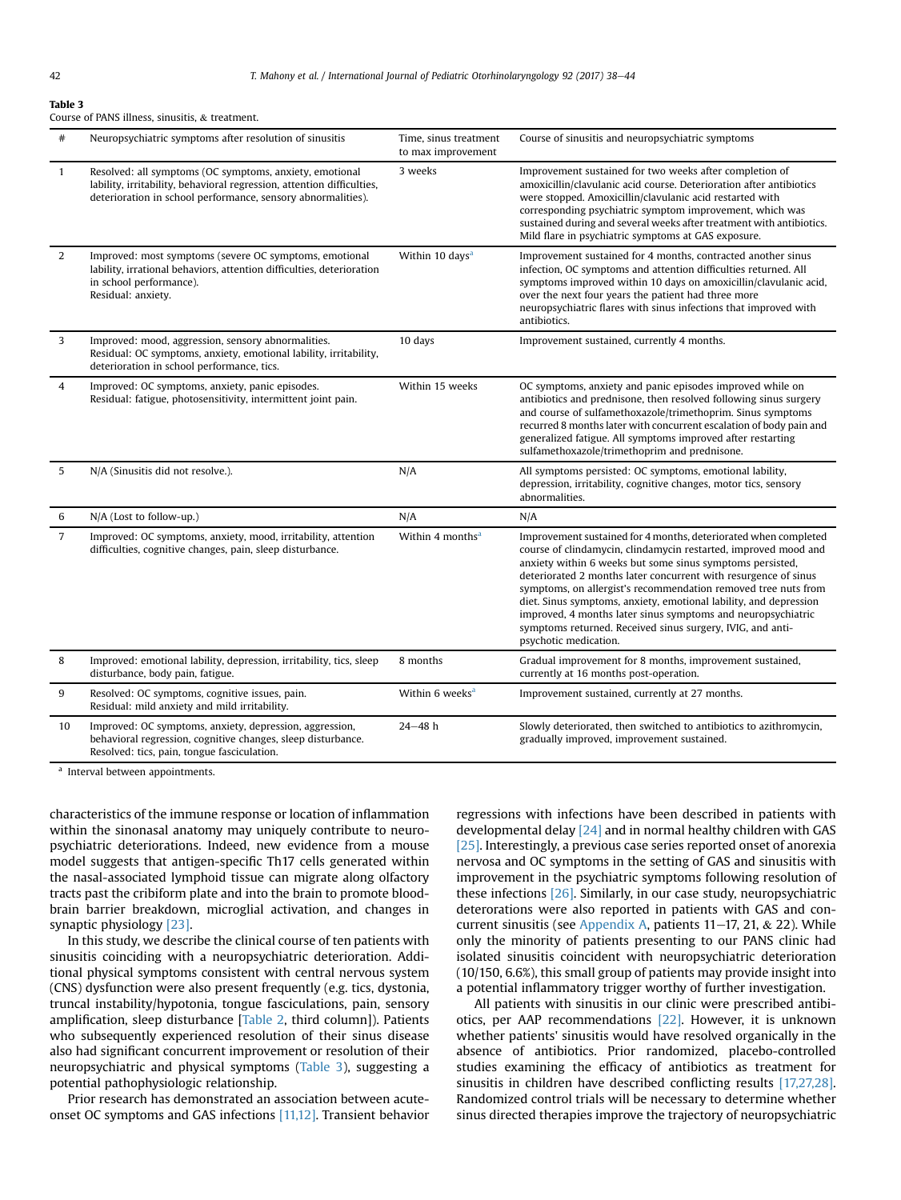**Table 3**
Course of PANS illness, sinusitis, & treatment.

| # | Neuropsychiatric symptoms after resolution of sinusitis | Time, sinus treatment to max improvement | Course of sinusitis and neuropsychiatric symptoms |
|---|---|---|---|
| 1 | Resolved: all symptoms (OC symptoms, anxiety, emotional lability, irritability, behavioral regression, attention difficulties, deterioration in school performance, sensory abnormalities). | 3 weeks | Improvement sustained for two weeks after completion of amoxicillin/clavulanic acid course. Deterioration after antibiotics were stopped. Amoxicillin/clavulanic acid restarted with corresponding psychiatric symptom improvement, which was sustained during and several weeks after treatment with antibiotics. Mild flare in psychiatric symptoms at GAS exposure. |
| 2 | Improved: most symptoms (severe OC symptoms, emotional lability, irrational behaviors, attention difficulties, deterioration in school performance). Residual: anxiety. | Within 10 days[a] | Improvement sustained for 4 months, contracted another sinus infection, OC symptoms and attention difficulties returned. All symptoms improved within 10 days on amoxicillin/clavulanic acid, over the next four years the patient had three more neuropsychiatric flares with sinus infections that improved with antibiotics. |
| 3 | Improved: mood, aggression, sensory abnormalities. Residual: OC symptoms, anxiety, emotional lability, irritability, deterioration in school performance, tics. | 10 days | Improvement sustained, currently 4 months. |
| 4 | Improved: OC symptoms, anxiety, panic episodes. Residual: fatigue, photosensitivity, intermittent joint pain. | Within 15 weeks | OC symptoms, anxiety and panic episodes improved while on antibiotics and prednisone, then resolved following sinus surgery and course of sulfamethoxazole/trimethoprim. Sinus symptoms recurred 8 months later with concurrent escalation of body pain and generalized fatigue. All symptoms improved after restarting sulfamethoxazole/trimethoprim and prednisone. |
| 5 | N/A (Sinusitis did not resolve.). | N/A | All symptoms persisted: OC symptoms, emotional lability, depression, irritability, cognitive changes, motor tics, sensory abnormalities. |
| 6 | N/A (Lost to follow-up.) | N/A | N/A |
| 7 | Improved: OC symptoms, anxiety, mood, irritability, attention difficulties, cognitive changes, pain, sleep disturbance. | Within 4 months[a] | Improvement sustained for 4 months, deteriorated when completed course of clindamycin, clindamycin restarted, improved mood and anxiety within 6 weeks but some sinus symptoms persisted, deteriorated 2 months later concurrent with resurgence of sinus symptoms, on allergist's recommendation removed tree nuts from diet. Sinus symptoms, anxiety, emotional lability, and depression improved, 4 months later sinus symptoms and neuropsychiatric symptoms returned. Received sinus surgery, IVIG, and anti-psychotic medication. |
| 8 | Improved: emotional lability, depression, irritability, tics, sleep disturbance, body pain, fatigue. | 8 months | Gradual improvement for 8 months, improvement sustained, currently at 16 months post-operation. |
| 9 | Resolved: OC symptoms, cognitive issues, pain. Residual: mild anxiety and mild irritability. | Within 6 weeks[a] | Improvement sustained, currently at 27 months. |
| 10 | Improved: OC symptoms, anxiety, depression, aggression, behavioral regression, cognitive changes, sleep disturbance. Resolved: tics, pain, tongue fasciculation. | 24–48 h | Slowly deteriorated, then switched to antibiotics to azithromycin, gradually improved, improvement sustained. |

[a] Interval between appointments.

characteristics of the immune response or location of inflammation within the sinonasal anatomy may uniquely contribute to neuropsychiatric deteriorations. Indeed, new evidence from a mouse model suggests that antigen-specific Th17 cells generated within the nasal-associated lymphoid tissue can migrate along olfactory tracts past the cribiform plate and into the brain to promote blood-brain barrier breakdown, microglial activation, and changes in synaptic physiology [23].

In this study, we describe the clinical course of ten patients with sinusitis coinciding with a neuropsychiatric deterioration. Additional physical symptoms consistent with central nervous system (CNS) dysfunction were also present frequently (e.g. tics, dystonia, truncal instability/hypotonia, tongue fasciculations, pain, sensory amplification, sleep disturbance [Table 2, third column]). Patients who subsequently experienced resolution of their sinus disease also had significant concurrent improvement or resolution of their neuropsychiatric and physical symptoms (Table 3), suggesting a potential pathophysiologic relationship.

Prior research has demonstrated an association between acute-onset OC symptoms and GAS infections [11,12]. Transient behavior regressions with infections have been described in patients with developmental delay [24] and in normal healthy children with GAS [25]. Interestingly, a previous case series reported onset of anorexia nervosa and OC symptoms in the setting of GAS and sinusitis with improvement in the psychiatric symptoms following resolution of these infections [26]. Similarly, in our case study, neuropsychiatric deterorations were also reported in patients with GAS and concurrent sinusitis (see Appendix A, patients 11–17, 21, & 22). While only the minority of patients presenting to our PANS clinic had isolated sinusitis coincident with neuropsychiatric deterioration (10/150, 6.6%), this small group of patients may provide insight into a potential inflammatory trigger worthy of further investigation.

All patients with sinusitis in our clinic were prescribed antibiotics, per AAP recommendations [22]. However, it is unknown whether patients' sinusitis would have resolved organically in the absence of antibiotics. Prior randomized, placebo-controlled studies examining the efficacy of antibiotics as treatment for sinusitis in children have described conflicting results [17,27,28]. Randomized control trials will be necessary to determine whether sinus directed therapies improve the trajectory of neuropsychiatric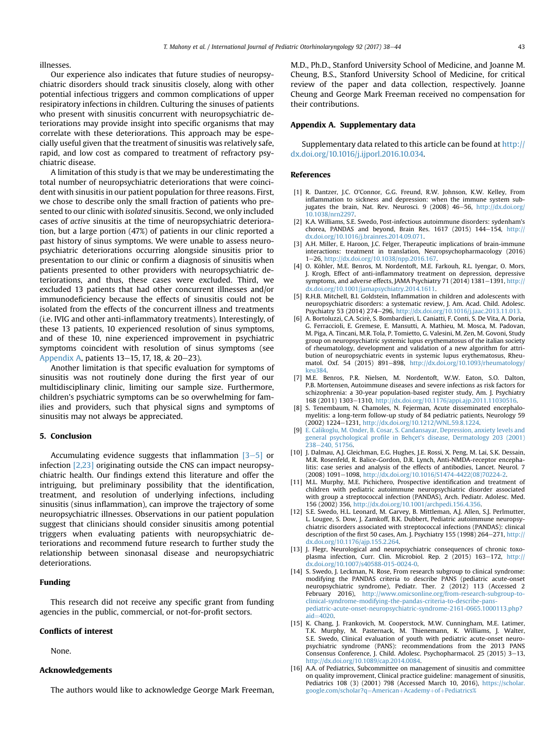illnesses.

Our experience also indicates that future studies of neuropsychiatric disorders should track sinusitis closely, along with other potential infectious triggers and common complications of upper resipiratory infections in children. Culturing the sinuses of patients who present with sinusitis concurrent with neuropsychiatric deteriorations may provide insight into specific organisms that may correlate with these deteriorations. This approach may be especially useful given that the treatment of sinusitis was relatively safe, rapid, and low cost as compared to treatment of refractory psychiatric disease.

A limitation of this study is that we may be underestimating the total number of neuropsychiatric deteriorations that were coincident with sinusitis in our patient population for three reasons. First, we chose to describe only the small fraction of patients who presented to our clinic with *isolated* sinusitis. Second, we only included cases of *active* sinusitis at the time of neuropsychiatric deterioration, but a large portion (47%) of patients in our clinic reported a past history of sinus symptoms. We were unable to assess neuropsychiatric deteriorations occurring alongside sinusitis prior to presentation to our clinic or confirm a diagnosis of sinusitis when patients presented to other providers with neuropsychiatric deteriorations, and thus, these cases were excluded. Third, we excluded 13 patients that had other concurrent illnesses and/or immunodeficiency because the effects of sinusitis could not be isolated from the effects of the concurrent illness and treatments (i.e. IVIG and other anti-inflammatory treatments). Interestingly, of these 13 patients, 10 experienced resolution of sinus symptoms, and of these 10, nine experienced improvement in psychiatric symptoms coincident with resolution of sinus symptoms (see Appendix A, patients 13–15, 17, 18, & 20–23).

Another limitation is that specific evaluation for symptoms of sinusitis was not routinely done during the first year of our multidisciplinary clinic, limiting our sample size. Furthermore, children's psychiatric symptoms can be so overwhelming for families and providers, such that physical signs and symptoms of sinusitis may not always be appreciated.

## 5. Conclusion

Accumulating evidence suggests that inflammation [3–5] or infection [2,23] originating outside the CNS can impact neuropsychiatric health. Our findings extend this literature and offer the intriguing, but preliminary possibility that the identification, treatment, and resolution of underlying infections, including sinusitis (sinus inflammation), can improve the trajectory of some neuropsychiatric illnesses. Observations in our patient population suggest that clinicians should consider sinusitis among potential triggers when evaluating patients with neuropsychiatric deteriorations and recommend future research to further study the relationship between sinonasal disease and neuropsychiatric deteriorations.

## Funding

This research did not receive any specific grant from funding agencies in the public, commercial, or not-for-profit sectors.

## Conflicts of interest

None.

## Acknowledgements

The authors would like to acknowledge George Mark Freeman, M.D., Ph.D., Stanford University School of Medicine, and Joanne M. Cheung, B.S., Stanford University School of Medicine, for critical review of the paper and data collection, respectively. Joanne Cheung and George Mark Freeman received no compensation for their contributions.

## Appendix A. Supplementary data

Supplementary data related to this article can be found at http://dx.doi.org/10.1016/j.ijporl.2016.10.034.

## References

[1] R. Dantzer, J.C. O'Connor, G.G. Freund, R.W. Johnson, K.W. Kelley, From inflammation to sickness and depression: when the immune system subjugates the brain, Nat. Rev. Neurosci. 9 (2008) 46–56, http://dx.doi.org/10.1038/nrn2297.

[2] K.A. Williams, S.E. Swedo, Post-infectious autoimmune disorders: sydenham's chorea, PANDAS and beyond, Brain Res. 1617 (2015) 144–154, http://dx.doi.org/10.1016/j.brainres.2014.09.071.

[3] A.H. Miller, E. Haroon, J.C. Felger, Therapeutic implications of brain-immune interactions: treatment in translation, Neuropsychopharmacology (2016) 1–26, http://dx.doi.org/10.1038/npp.2016.167.

[4] O. Köhler, M.E. Benros, M. Nordentoft, M.E. Farkouh, R.L. Iyengar, O. Mors, J. Krogh, Effect of anti-inflammatory treatment on depression, depressive symptoms, and adverse effects, JAMA Psychiatry 71 (2014) 1381–1391, http://dx.doi.org/10.1001/jamapsychiatry.2014.1611.

[5] R.H.B. Mitchell, B.I. Goldstein, Inflammation in children and adolescents with neuropsychiatric disorders: a systematic review, J. Am. Acad. Child. Adolesc. Psychiatry 53 (2014) 274–296, http://dx.doi.org/10.1016/j.jaac.2013.11.013.

[6] A. Bortoluzzi, C.A. Scirè, S. Bombardieri, L. Caniatti, F. Conti, S. De Vita, A. Doria, G. Ferraccioli, E. Gremese, E. Mansutti, A. Mathieu, M. Mosca, M. Padovan, M. Piga, A. Tincani, M.R. Tola, P. Tomietto, G. Valesini, M. Zen, M. Govoni, Study group on neuropsychiatric systemic lupus erythematosus of the italian society of rheumatology, development and validation of a new algorithm for attribution of neuropsychiatric events in systemic lupus erythematosus, Rheumatol. Oxf. 54 (2015) 891–898, http://dx.doi.org/10.1093/rheumatology/keu384.

[7] M.E. Benros, P.R. Nielsen, M. Nordentoft, W.W. Eaton, S.O. Dalton, P.B. Mortensen, Autoimmune diseases and severe infections as risk factors for schizophrenia: a 30-year population-based register study, Am. J. Psychiatry 168 (2011) 1303–1310, http://dx.doi.org/10.1176/appi.ajp.2011.11030516.

[8] S. Tenembaum, N. Chamoles, N. Fejerman, Acute disseminated encephalomyelitis: a long-term follow-up study of 84 pediatric patients, Neurology 59 (2002) 1224–1231, http://dx.doi.org/10.1212/WNL.59.8.1224.

[9] E. Calikoglu, M. Onder, B. Cosar, S. Candansayar, Depression, anxiety levels and general psychological profile in Behçet's disease, Dermatology 203 (2001) 238–240, 51756.

[10] J. Dalmau, A.J. Gleichman, E.G. Hughes, J.E. Rossi, X. Peng, M. Lai, S.K. Dessain, M.R. Rosenfeld, R. Balice-Gordon, D.R. Lynch, Anti-NMDA-receptor encephalitis: case series and analysis of the effects of antibodies, Lancet. Neurol. 7 (2008) 1091–1098, http://dx.doi.org/10.1016/S1474-4422(08)70224-2.

[11] M.L. Murphy, M.E. Pichichero, Prospective identification and treatment of children with pediatric autoimmune neuropsychiatric disorder associated with group a streptococcal infection (PANDAS), Arch. Pediatr. Adolesc. Med. 156 (2002) 356, http://dx.doi.org/10.1001/archpedi.156.4.356.

[12] S.E. Swedo, H.L. Leonard, M. Garvey, B. Mittleman, A.J. Allen, S.J. Perlmutter, L. Lougee, S. Dow, J. Zamkoff, B.K. Dubbert, Pediatric autoimmune neuropsychiatric disorders associated with streptococcal infections (PANDAS): clinical description of the first 50 cases, Am. J. Psychiatry 155 (1998) 264–271, http://dx.doi.org/10.1176/ajp.155.2.264.

[13] J. Flegr, Neurological and neuropsychiatric consequences of chronic toxoplasma infection, Curr. Clin. Microbiol. Rep. 2 (2015) 163–172, http://dx.doi.org/10.1007/s40588-015-0024-0.

[14] S. Swedo, J. Leckman, N. Rose, From research subgroup to clinical syndrome: modifying the PANDAS criteria to describe PANS (pediatric acute-onset neuropsychiatric syndrome), Pediatr. Ther. 2 (2012) 113 (Accessed 2 February 2016), http://www.omicsonline.org/from-research-subgroup-to-clinical-syndrome-modifying-the-pandas-criteria-to-describe-pans-pediatric-acute-onset-neuropsychiatric-syndrome-2161-0665.1000113.php?aid=4020.

[15] K. Chang, J. Frankovich, M. Cooperstock, M.W. Cunningham, M.E. Latimer, T.K. Murphy, M. Pasternack, M. Thienemann, K. Williams, J. Walter, S.E. Swedo, Clinical evaluation of youth with pediatric acute-onset neuropsychiatric syndrome (PANS): recommendations from the 2013 PANS Consensus Conference, J. Child. Adolesc. Psychopharmacol. 25 (2015) 3–13, http://dx.doi.org/10.1089/cap.2014.0084.

[16] A.A. of Pediatrics, Subcommittee on management of sinusitis and committee on quality improvement, Clinical practice guideline: management of sinusitis, Pediatrics 108 (3) (2001) 798 (Accessed March 10, 2016), https://scholar.google.com/scholar?q=American+Academy+of+Pediatrics%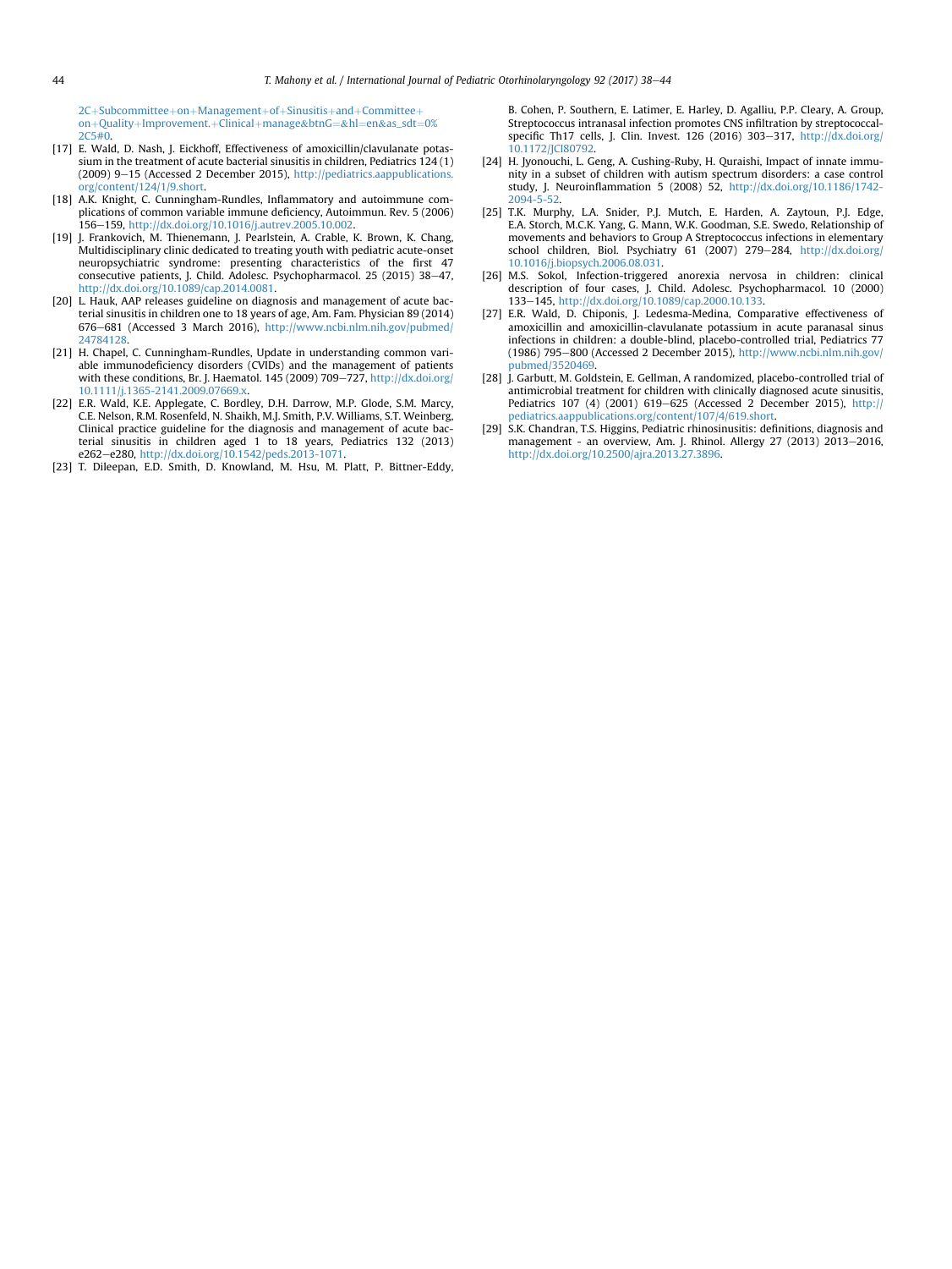2C+Subcommittee+on+Management+of+Sinusitis+and+Committee+on+Quality+Improvement.+Clinical+manage&btnG=&hl=en&as_sdt=0%2C5#0.

[17] E. Wald, D. Nash, J. Eickhoff, Effectiveness of amoxicillin/clavulanate potassium in the treatment of acute bacterial sinusitis in children, Pediatrics 124 (1) (2009) 9–15 (Accessed 2 December 2015), http://pediatrics.aappublications.org/content/124/1/9.short.

[18] A.K. Knight, C. Cunningham-Rundles, Inflammatory and autoimmune complications of common variable immune deficiency, Autoimmun. Rev. 5 (2006) 156–159, http://dx.doi.org/10.1016/j.autrev.2005.10.002.

[19] J. Frankovich, M. Thienemann, J. Pearlstein, A. Crable, K. Brown, K. Chang, Multidisciplinary clinic dedicated to treating youth with pediatric acute-onset neuropsychiatric syndrome: presenting characteristics of the first 47 consecutive patients, J. Child. Adolesc. Psychopharmacol. 25 (2015) 38–47, http://dx.doi.org/10.1089/cap.2014.0081.

[20] L. Hauk, AAP releases guideline on diagnosis and management of acute bacterial sinusitis in children one to 18 years of age, Am. Fam. Physician 89 (2014) 676–681 (Accessed 3 March 2016), http://www.ncbi.nlm.nih.gov/pubmed/24784128.

[21] H. Chapel, C. Cunningham-Rundles, Update in understanding common variable immunodeficiency disorders (CVIDs) and the management of patients with these conditions, Br. J. Haematol. 145 (2009) 709–727, http://dx.doi.org/10.1111/j.1365-2141.2009.07669.x.

[22] E.R. Wald, K.E. Applegate, C. Bordley, D.H. Darrow, M.P. Glode, S.M. Marcy, C.E. Nelson, R.M. Rosenfeld, N. Shaikh, M.J. Smith, P.V. Williams, S.T. Weinberg, Clinical practice guideline for the diagnosis and management of acute bacterial sinusitis in children aged 1 to 18 years, Pediatrics 132 (2013) e262–e280, http://dx.doi.org/10.1542/peds.2013-1071.

[23] T. Dileepan, E.D. Smith, D. Knowland, M. Hsu, M. Platt, P. Bittner-Eddy, B. Cohen, P. Southern, E. Latimer, E. Harley, D. Agalliu, P.P. Cleary, A. Group, Streptococcus intranasal infection promotes CNS infiltration by streptococcal-specific Th17 cells, J. Clin. Invest. 126 (2016) 303–317, http://dx.doi.org/10.1172/JCI80792.

[24] H. Jyonouchi, L. Geng, A. Cushing-Ruby, H. Quraishi, Impact of innate immunity in a subset of children with autism spectrum disorders: a case control study, J. Neuroinflammation 5 (2008) 52, http://dx.doi.org/10.1186/1742-2094-5-52.

[25] T.K. Murphy, L.A. Snider, P.J. Mutch, E. Harden, A. Zaytoun, P.J. Edge, E.A. Storch, M.C.K. Yang, G. Mann, W.K. Goodman, S.E. Swedo, Relationship of movements and behaviors to Group A Streptococcus infections in elementary school children, Biol. Psychiatry 61 (2007) 279–284, http://dx.doi.org/10.1016/j.biopsych.2006.08.031.

[26] M.S. Sokol, Infection-triggered anorexia nervosa in children: clinical description of four cases, J. Child. Adolesc. Psychopharmacol. 10 (2000) 133–145, http://dx.doi.org/10.1089/cap.2000.10.133.

[27] E.R. Wald, D. Chiponis, J. Ledesma-Medina, Comparative effectiveness of amoxicillin and amoxicillin-clavulanate potassium in acute paranasal sinus infections in children: a double-blind, placebo-controlled trial, Pediatrics 77 (1986) 795–800 (Accessed 2 December 2015), http://www.ncbi.nlm.nih.gov/pubmed/3520469.

[28] J. Garbutt, M. Goldstein, E. Gellman, A randomized, placebo-controlled trial of antimicrobial treatment for children with clinically diagnosed acute sinusitis, Pediatrics 107 (4) (2001) 619–625 (Accessed 2 December 2015), http://pediatrics.aappublications.org/content/107/4/619.short.

[29] S.K. Chandran, T.S. Higgins, Pediatric rhinosinusitis: definitions, diagnosis and management - an overview, Am. J. Rhinol. Allergy 27 (2013) 2013–2016, http://dx.doi.org/10.2500/ajra.2013.27.3896.